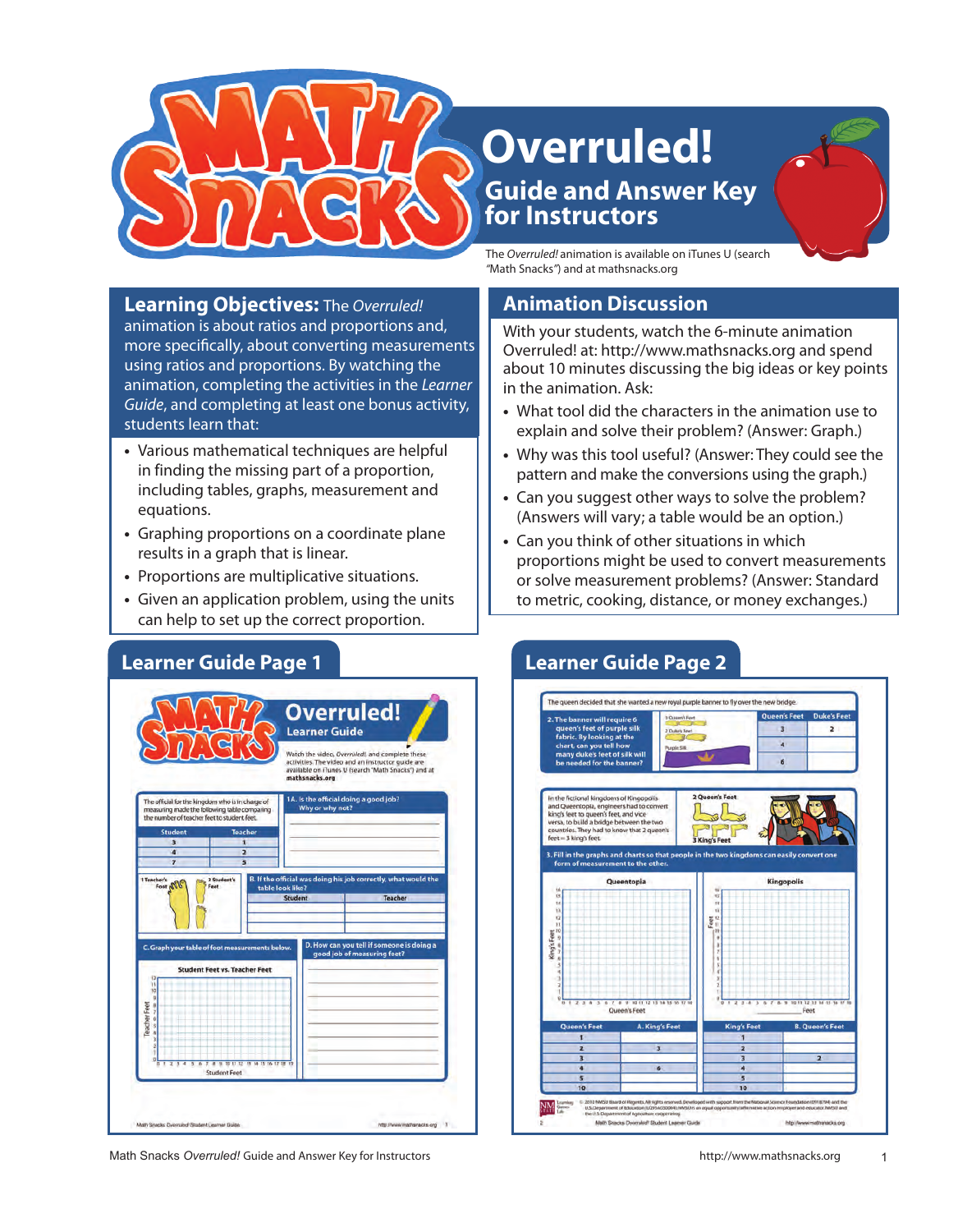# Overruled!

## Guide and Answer Key for Instructors

The *Overruled!* animation is available on iTunes U (search "Math Snacks") and at mathsnacks.org

## Learning Objectives:

The *Overruled!* animation is about ratios and proportions and, more specifically, about converting measurements using ratios and proportions. By watching the animation, completing the activities in the *Learner Guide*, and completing at least one bonus activity, students learn that:

- Various mathematical techniques are helpful in finding the missing part of a proportion, including tables, graphs, measurement and equations.
- Graphing proportions on a coordinate plane results in a graph that is linear.
- Proportions are multiplicative situations.
- Given an application problem, using the units can help to set up the correct proportion.

## Animation Discussion

With your students, watch the 6-minute animation Overruled! at: http://www.mathsnacks.org and spend about 10 minutes discussing the big ideas or key points in the animation. Ask:

- What tool did the characters in the animation use to explain and solve their problem? (Answer: Graph.)
- Why was this tool useful? (Answer: They could see the pattern and make the conversions using the graph.)
- Can you suggest other ways to solve the problem? (Answers will vary; a table would be an option.)
- Can you think of other situations in which proportions might be used to convert measurements or solve measurement problems? (Answer: Standard to metric, cooking, distance, or money exchanges.)

## Learner Guide Page 1

### Overruled! Learner Guide

Watch the video, *Overruled!*, and complete these activities. The video and an instructor guide are available on iTunes U (search "Math Snacks") and at mathsnacks.org

The official for the kingdom who is in charge of measuring made the following table comparing the number of teacher feet to student feet.

| Student | Teacher |
| --- | --- |
| 3 | 1 |
| 4 | 2 |
| 7 | 3 |

1A. Is the official doing a good job? Why or why not?

1 Teacher's Foot = 2 Student's Feet

B. If the official was doing his job correctly, what would the table look like?

| Student | Teacher |
| --- | --- |
| | |
| | |
| | |

C. Graph your table of foot measurements below.

Student Feet vs. Teacher Feet (x-axis: Student Feet, 0–19; y-axis: Teacher Feet, 0–12)

D. How can you tell if someone is doing a good job of measuring feet?

## Learner Guide Page 2

The queen decided that she wanted a new royal purple banner to fly over the new bridge.

2. The banner will require 6 queen's feet of purple silk fabric. By looking at the chart, can you tell how many duke's feet of silk will be needed for the banner?

3 Queen's Feet = 2 Duke's Feet; Purple Silk

| Queen's Feet | Duke's Feet |
| --- | --- |
| 3 | 2 |
| 4 | |
| 6 | |

In the fictional kingdoms of Kingopolis and Queentopia, engineers had to convert king's feet to queen's feet, and vice versa, to build a bridge between the two countries. They had to know that 2 queen's feet = 3 king's feet.

2 Queen's Feet = 3 King's Feet

3. Fill in the graphs and charts so that people in the two kingdoms can easily convert one form of measurement to the other.

Queentopia (x-axis: Queen's Feet; y-axis: King's Feet) — Kingopolis (x-axis: Feet; y-axis: Feet)

| Queen's Feet | A. King's Feet |
| --- | --- |
| 1 | |
| 2 | 3 |
| 3 | |
| 4 | 6 |
| 5 | |
| 10 | |

| King's Feet | B. Queen's Feet |
| --- | --- |
| 1 | |
| 2 | |
| 3 | 2 |
| 4 | |
| 5 | |
| 10 | |

Math Snacks *Overruled!* Guide and Answer Key for Instructors — http://www.mathsnacks.org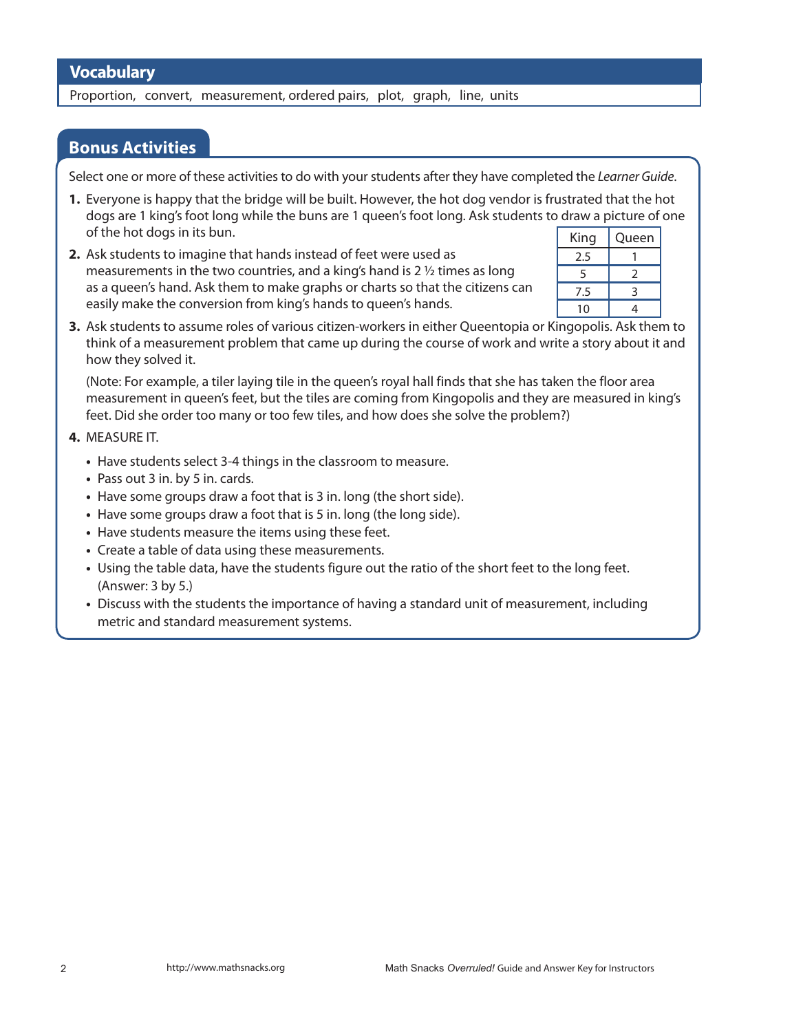## Vocabulary

Proportion, convert, measurement, ordered pairs, plot, graph, line, units

## Bonus Activities

Select one or more of these activities to do with your students after they have completed the *Learner Guide*.

1. Everyone is happy that the bridge will be built. However, the hot dog vendor is frustrated that the hot dogs are 1 king's foot long while the buns are 1 queen's foot long. Ask students to draw a picture of one of the hot dogs in its bun.

2. Ask students to imagine that hands instead of feet were used as measurements in the two countries, and a king's hand is 2 ½ times as long as a queen's hand. Ask them to make graphs or charts so that the citizens can easily make the conversion from king's hands to queen's hands.

| King | Queen |
|---|---|
| 2.5 | 1 |
| 5 | 2 |
| 7.5 | 3 |
| 10 | 4 |

3. Ask students to assume roles of various citizen-workers in either Queentopia or Kingopolis. Ask them to think of a measurement problem that came up during the course of work and write a story about it and how they solved it.

   (Note: For example, a tiler laying tile in the queen's royal hall finds that she has taken the floor area measurement in queen's feet, but the tiles are coming from Kingopolis and they are measured in king's feet. Did she order too many or too few tiles, and how does she solve the problem?)

4. MEASURE IT.
   - Have students select 3-4 things in the classroom to measure.
   - Pass out 3 in. by 5 in. cards.
   - Have some groups draw a foot that is 3 in. long (the short side).
   - Have some groups draw a foot that is 5 in. long (the long side).
   - Have students measure the items using these feet.
   - Create a table of data using these measurements.
   - Using the table data, have the students figure out the ratio of the short feet to the long feet. (Answer: 3 by 5.)
   - Discuss with the students the importance of having a standard unit of measurement, including metric and standard measurement systems.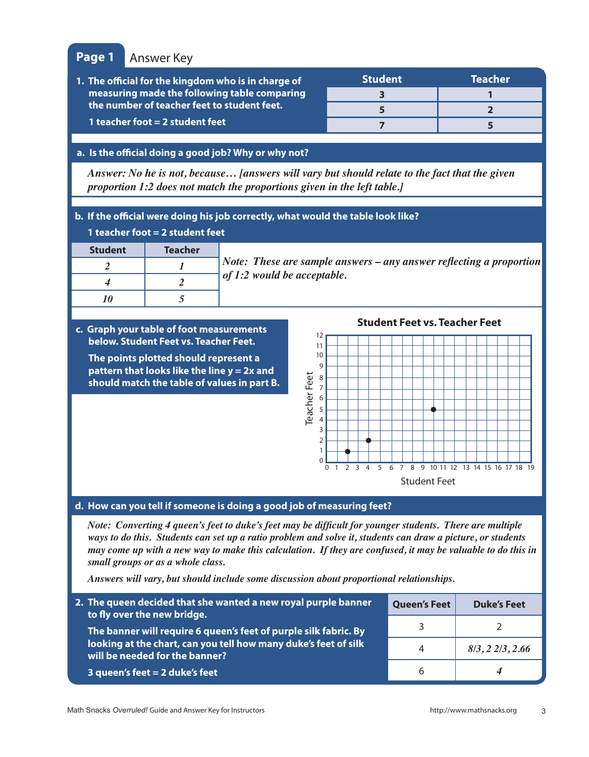## Page 1 Answer Key

**1. The official for the kingdom who is in charge of measuring made the following table comparing the number of teacher feet to student feet.**

**1 teacher foot = 2 student feet**

| Student | Teacher |
|---|---|
| 3 | 1 |
| 5 | 2 |
| 7 | 5 |

**a. Is the official doing a good job? Why or why not?**

*Answer: No he is not, because… [answers will vary but should relate to the fact that the given proportion 1:2 does not match the proportions given in the left table.]*

**b. If the official were doing his job correctly, what would the table look like?**

**1 teacher foot = 2 student feet**

| Student | Teacher |
|---|---|
| *2* | *1* |
| *4* | *2* |
| *10* | *5* |

*Note: These are sample answers – any answer reflecting a proportion of 1:2 would be acceptable.*

**c. Graph your table of foot measurements below. Student Feet vs. Teacher Feet.**

**The points plotted should represent a pattern that looks like the line y = 2x and should match the table of values in part B.**

**Student Feet vs. Teacher Feet**

(Graph: Teacher Feet (0–12) vs. Student Feet (0–19), with points plotted at (2, 1), (4, 2), and (10, 5).)

**d. How can you tell if someone is doing a good job of measuring feet?**

*Note: Converting 4 queen's feet to duke's feet may be difficult for younger students. There are multiple ways to do this. Students can set up a ratio problem and solve it, students can draw a picture, or students may come up with a new way to make this calculation. If they are confused, it may be valuable to do this in small groups or as a whole class.*

*Answers will vary, but should include some discussion about proportional relationships.*

**2. The queen decided that she wanted a new royal purple banner to fly over the new bridge.**

**The banner will require 6 queen's feet of purple silk fabric. By looking at the chart, can you tell how many duke's feet of silk will be needed for the banner?**

**3 queen's feet = 2 duke's feet**

| Queen's Feet | Duke's Feet |
|---|---|
| 3 | 2 |
| 4 | *8/3, 2 2/3, 2.66* |
| 6 | *4* |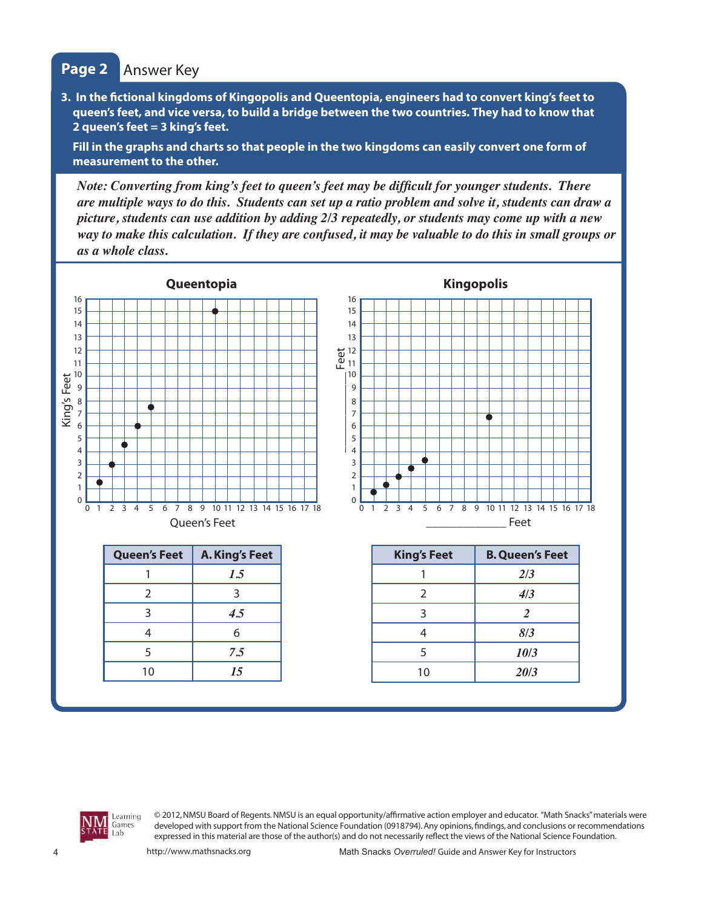## Page 2 Answer Key

**3. In the fictional kingdoms of Kingopolis and Queentopia, engineers had to convert king's feet to queen's feet, and vice versa, to build a bridge between the two countries. They had to know that 2 queen's feet = 3 king's feet.**

**Fill in the graphs and charts so that people in the two kingdoms can easily convert one form of measurement to the other.**

***Note: Converting from king's feet to queen's feet may be difficult for younger students. There are multiple ways to do this. Students can set up a ratio problem and solve it, students can draw a picture, students can use addition by adding 2/3 repeatedly, or students may come up with a new way to make this calculation. If they are confused, it may be valuable to do this in small groups or as a whole class.***

**Queentopia**

(Graph: y-axis "King's Feet" 0–16, x-axis "Queen's Feet" 0–18; points plotted at (1, 1.5), (2, 3), (3, 4.5), (4, 6), (5, 7.5), (10, 15).)

**Kingopolis**

(Graph: y-axis "_____ Feet" 0–16, x-axis "_____________ Feet" 0–18; points plotted at (1, 2/3), (2, 4/3), (3, 2), (4, 8/3), (5, 10/3), (10, 20/3).)

| Queen's Feet | A. King's Feet |
|---|---|
| 1 | *1.5* |
| 2 | 3 |
| 3 | *4.5* |
| 4 | 6 |
| 5 | *7.5* |
| 10 | *15* |

| King's Feet | B. Queen's Feet |
|---|---|
| 1 | *2/3* |
| 2 | *4/3* |
| 3 | *2* |
| 4 | *8/3* |
| 5 | *10/3* |
| 10 | *20/3* |

© 2012, NMSU Board of Regents. NMSU is an equal opportunity/affirmative action employer and educator. "Math Snacks" materials were developed with support from the National Science Foundation (0918794). Any opinions, findings, and conclusions or recommendations expressed in this material are those of the author(s) and do not necessarily reflect the views of the National Science Foundation.

http://www.mathsnacks.org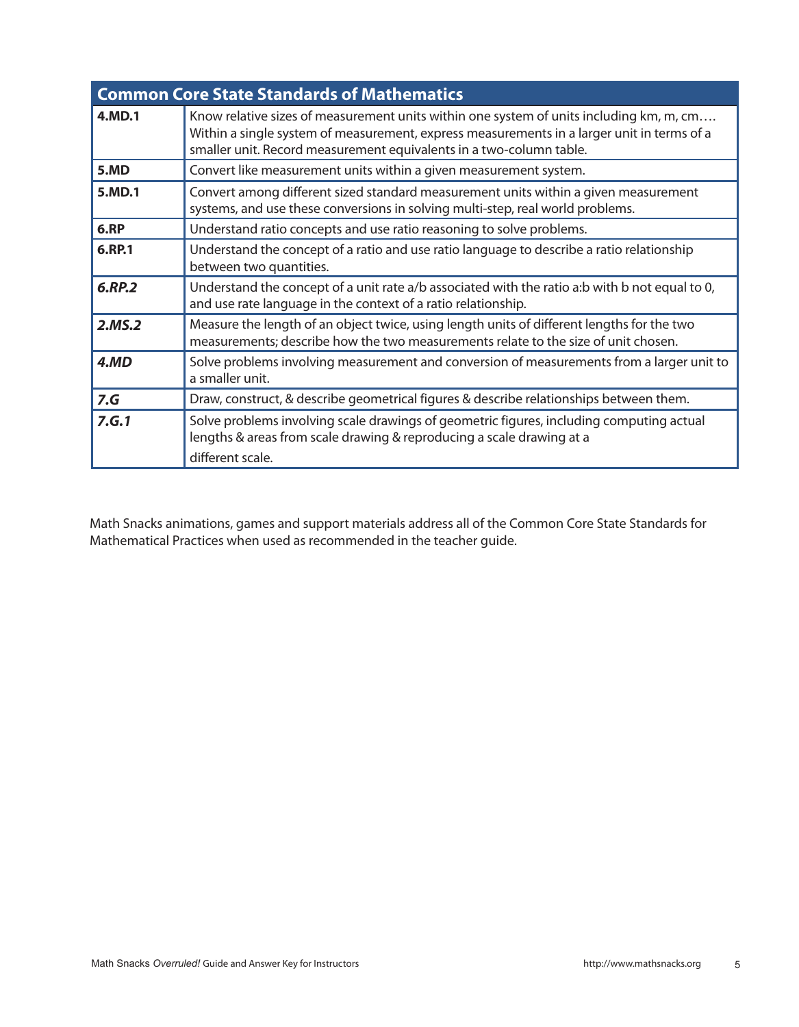| Common Core State Standards of Mathematics | |
|---|---|
| **4.MD.1** | Know relative sizes of measurement units within one system of units including km, m, cm…. Within a single system of measurement, express measurements in a larger unit in terms of a smaller unit. Record measurement equivalents in a two-column table. |
| **5.MD** | Convert like measurement units within a given measurement system. |
| **5.MD.1** | Convert among different sized standard measurement units within a given measurement systems, and use these conversions in solving multi-step, real world problems. |
| **6.RP** | Understand ratio concepts and use ratio reasoning to solve problems. |
| **6.RP.1** | Understand the concept of a ratio and use ratio language to describe a ratio relationship between two quantities. |
| ***6.RP.2*** | Understand the concept of a unit rate a/b associated with the ratio a:b with b not equal to 0, and use rate language in the context of a ratio relationship. |
| ***2.MS.2*** | Measure the length of an object twice, using length units of different lengths for the two measurements; describe how the two measurements relate to the size of unit chosen. |
| ***4.MD*** | Solve problems involving measurement and conversion of measurements from a larger unit to a smaller unit. |
| ***7.G*** | Draw, construct, & describe geometrical figures & describe relationships between them. |
| ***7.G.1*** | Solve problems involving scale drawings of geometric figures, including computing actual lengths & areas from scale drawing & reproducing a scale drawing at a different scale. |

Math Snacks animations, games and support materials address all of the Common Core State Standards for Mathematical Practices when used as recommended in the teacher guide.